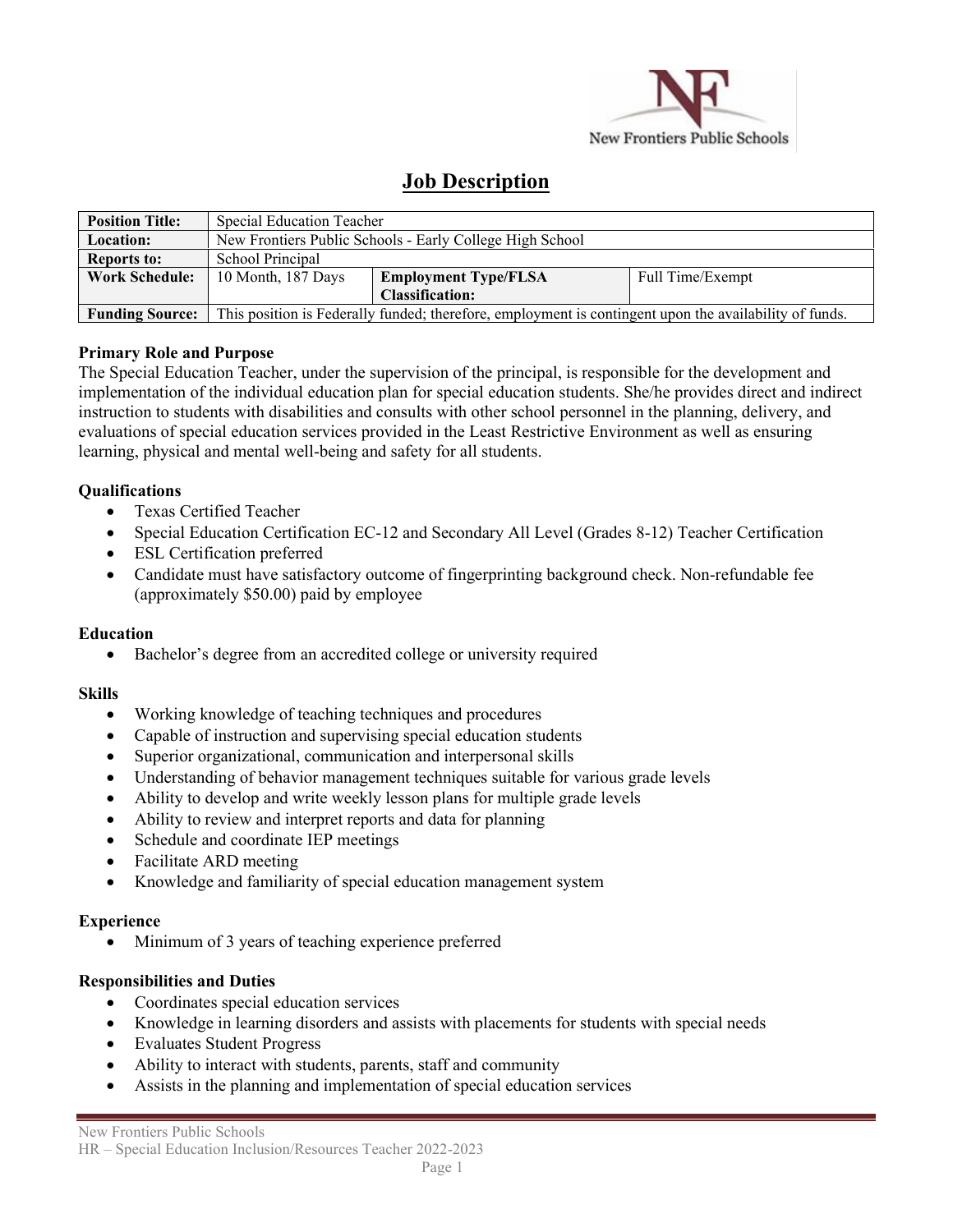# Job Description

| Position Title: | Special Education Teacher | | |
|---|---|---|---|
| Location: | New Frontiers Public Schools - Early College High School | | |
| Reports to: | School Principal | | |
| Work Schedule: | 10 Month, 187 Days | Employment Type/FLSA Classification: | Full Time/Exempt |
| Funding Source: | This position is Federally funded; therefore, employment is contingent upon the availability of funds. | | |

**Primary Role and Purpose**

The Special Education Teacher, under the supervision of the principal, is responsible for the development and implementation of the individual education plan for special education students. She/he provides direct and indirect instruction to students with disabilities and consults with other school personnel in the planning, delivery, and evaluations of special education services provided in the Least Restrictive Environment as well as ensuring learning, physical and mental well-being and safety for all students.

**Qualifications**

- Texas Certified Teacher
- Special Education Certification EC-12 and Secondary All Level (Grades 8-12) Teacher Certification
- ESL Certification preferred
- Candidate must have satisfactory outcome of fingerprinting background check. Non-refundable fee (approximately $50.00) paid by employee

**Education**

- Bachelor's degree from an accredited college or university required

**Skills**

- Working knowledge of teaching techniques and procedures
- Capable of instruction and supervising special education students
- Superior organizational, communication and interpersonal skills
- Understanding of behavior management techniques suitable for various grade levels
- Ability to develop and write weekly lesson plans for multiple grade levels
- Ability to review and interpret reports and data for planning
- Schedule and coordinate IEP meetings
- Facilitate ARD meeting
- Knowledge and familiarity of special education management system

**Experience**

- Minimum of 3 years of teaching experience preferred

**Responsibilities and Duties**

- Coordinates special education services
- Knowledge in learning disorders and assists with placements for students with special needs
- Evaluates Student Progress
- Ability to interact with students, parents, staff and community
- Assists in the planning and implementation of special education services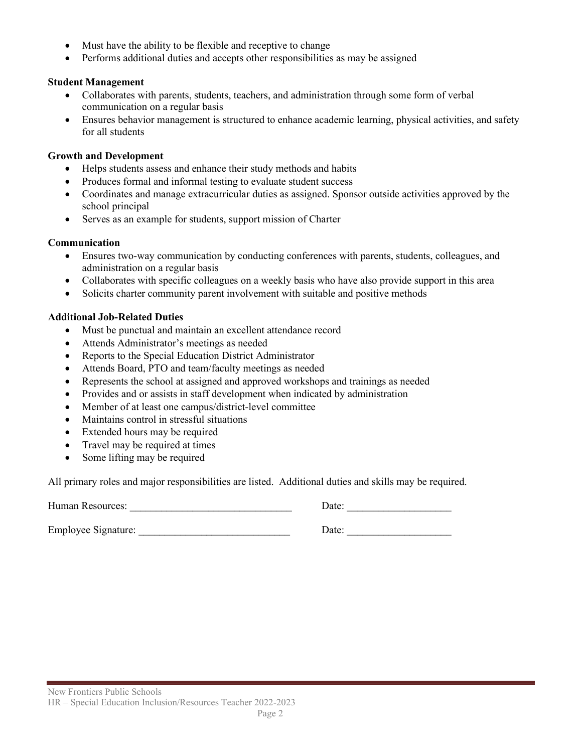- Must have the ability to be flexible and receptive to change
- Performs additional duties and accepts other responsibilities as may be assigned

**Student Management**

- Collaborates with parents, students, teachers, and administration through some form of verbal communication on a regular basis
- Ensures behavior management is structured to enhance academic learning, physical activities, and safety for all students

**Growth and Development**

- Helps students assess and enhance their study methods and habits
- Produces formal and informal testing to evaluate student success
- Coordinates and manage extracurricular duties as assigned. Sponsor outside activities approved by the school principal
- Serves as an example for students, support mission of Charter

**Communication**

- Ensures two-way communication by conducting conferences with parents, students, colleagues, and administration on a regular basis
- Collaborates with specific colleagues on a weekly basis who have also provide support in this area
- Solicits charter community parent involvement with suitable and positive methods

**Additional Job-Related Duties**

- Must be punctual and maintain an excellent attendance record
- Attends Administrator's meetings as needed
- Reports to the Special Education District Administrator
- Attends Board, PTO and team/faculty meetings as needed
- Represents the school at assigned and approved workshops and trainings as needed
- Provides and or assists in staff development when indicated by administration
- Member of at least one campus/district-level committee
- Maintains control in stressful situations
- Extended hours may be required
- Travel may be required at times
- Some lifting may be required

All primary roles and major responsibilities are listed. Additional duties and skills may be required.

Human Resources: _______________________________ Date: ____________________

Employee Signature: _____________________________ Date: ____________________